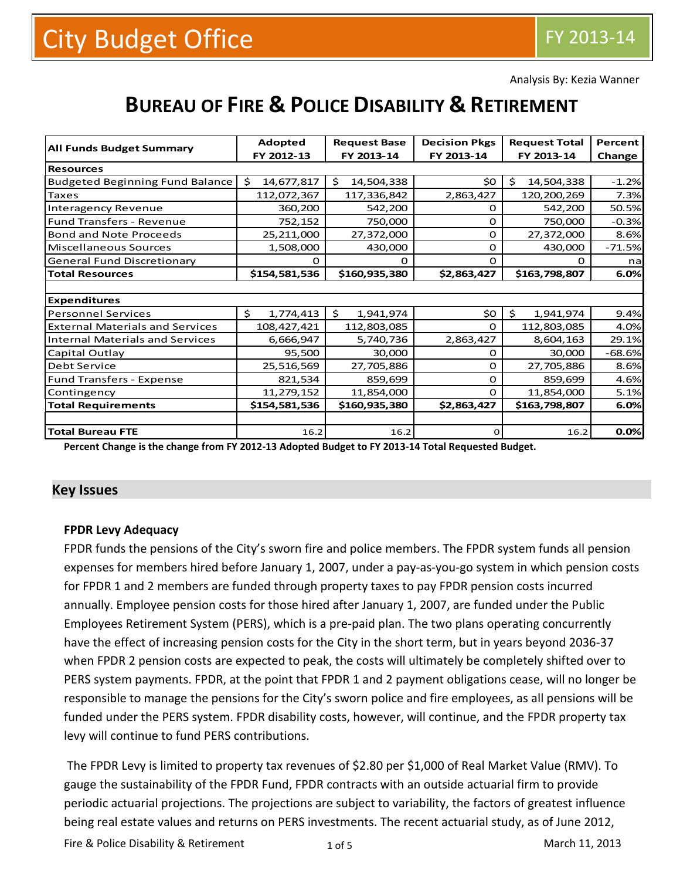City Budget Office FY 2013-14

Analysis By: Kezia Wanner

# BUREAU OF FIRE & POLICE DISABILITY & RETIREMENT

| All Funds Budget Summary | Adopted FY 2012-13 | Request Base FY 2013-14 | Decision Pkgs FY 2013-14 | Request Total FY 2013-14 | Percent Change |
|---|---|---|---|---|---|
| **Resources** | | | | | |
| Budgeted Beginning Fund Balance | $ 14,677,817 | $ 14,504,338 | $0 | $ 14,504,338 | -1.2% |
| Taxes | 112,072,367 | 117,336,842 | 2,863,427 | 120,200,269 | 7.3% |
| Interagency Revenue | 360,200 | 542,200 | 0 | 542,200 | 50.5% |
| Fund Transfers - Revenue | 752,152 | 750,000 | 0 | 750,000 | -0.3% |
| Bond and Note Proceeds | 25,211,000 | 27,372,000 | 0 | 27,372,000 | 8.6% |
| Miscellaneous Sources | 1,508,000 | 430,000 | 0 | 430,000 | -71.5% |
| General Fund Discretionary | 0 | 0 | 0 | 0 | na |
| **Total Resources** | **$154,581,536** | **$160,935,380** | **$2,863,427** | **$163,798,807** | **6.0%** |
| | | | | | |
| **Expenditures** | | | | | |
| Personnel Services | $ 1,774,413 | $ 1,941,974 | $0 | $ 1,941,974 | 9.4% |
| External Materials and Services | 108,427,421 | 112,803,085 | 0 | 112,803,085 | 4.0% |
| Internal Materials and Services | 6,666,947 | 5,740,736 | 2,863,427 | 8,604,163 | 29.1% |
| Capital Outlay | 95,500 | 30,000 | 0 | 30,000 | -68.6% |
| Debt Service | 25,516,569 | 27,705,886 | 0 | 27,705,886 | 8.6% |
| Fund Transfers - Expense | 821,534 | 859,699 | 0 | 859,699 | 4.6% |
| Contingency | 11,279,152 | 11,854,000 | 0 | 11,854,000 | 5.1% |
| **Total Requirements** | **$154,581,536** | **$160,935,380** | **$2,863,427** | **$163,798,807** | **6.0%** |
| | | | | | |
| **Total Bureau FTE** | 16.2 | 16.2 | 0 | 16.2 | **0.0%** |

**Percent Change is the change from FY 2012-13 Adopted Budget to FY 2013-14 Total Requested Budget.**

## Key Issues

### FPDR Levy Adequacy

FPDR funds the pensions of the City's sworn fire and police members. The FPDR system funds all pension expenses for members hired before January 1, 2007, under a pay-as-you-go system in which pension costs for FPDR 1 and 2 members are funded through property taxes to pay FPDR pension costs incurred annually. Employee pension costs for those hired after January 1, 2007, are funded under the Public Employees Retirement System (PERS), which is a pre-paid plan. The two plans operating concurrently have the effect of increasing pension costs for the City in the short term, but in years beyond 2036-37 when FPDR 2 pension costs are expected to peak, the costs will ultimately be completely shifted over to PERS system payments. FPDR, at the point that FPDR 1 and 2 payment obligations cease, will no longer be responsible to manage the pensions for the City's sworn police and fire employees, as all pensions will be funded under the PERS system. FPDR disability costs, however, will continue, and the FPDR property tax levy will continue to fund PERS contributions.

The FPDR Levy is limited to property tax revenues of $2.80 per $1,000 of Real Market Value (RMV). To gauge the sustainability of the FPDR Fund, FPDR contracts with an outside actuarial firm to provide periodic actuarial projections. The projections are subject to variability, the factors of greatest influence being real estate values and returns on PERS investments. The recent actuarial study, as of June 2012,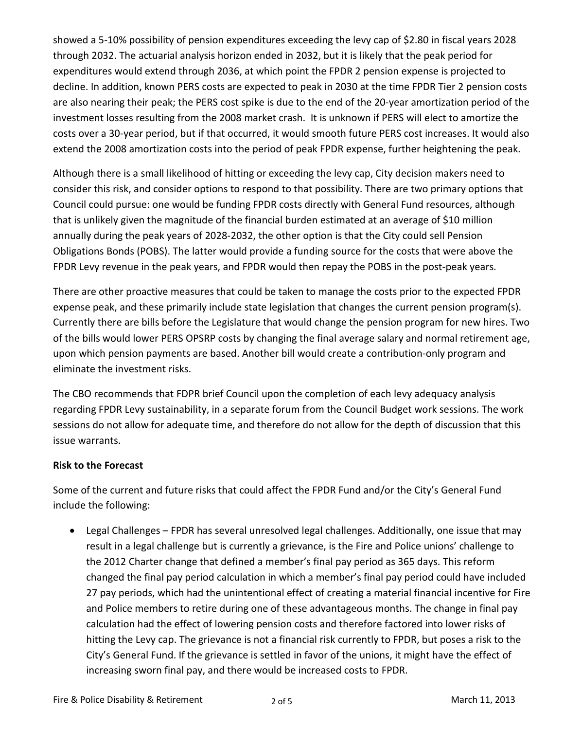showed a 5-10% possibility of pension expenditures exceeding the levy cap of $2.80 in fiscal years 2028 through 2032. The actuarial analysis horizon ended in 2032, but it is likely that the peak period for expenditures would extend through 2036, at which point the FPDR 2 pension expense is projected to decline. In addition, known PERS costs are expected to peak in 2030 at the time FPDR Tier 2 pension costs are also nearing their peak; the PERS cost spike is due to the end of the 20-year amortization period of the investment losses resulting from the 2008 market crash. It is unknown if PERS will elect to amortize the costs over a 30-year period, but if that occurred, it would smooth future PERS cost increases. It would also extend the 2008 amortization costs into the period of peak FPDR expense, further heightening the peak.

Although there is a small likelihood of hitting or exceeding the levy cap, City decision makers need to consider this risk, and consider options to respond to that possibility. There are two primary options that Council could pursue: one would be funding FPDR costs directly with General Fund resources, although that is unlikely given the magnitude of the financial burden estimated at an average of $10 million annually during the peak years of 2028-2032, the other option is that the City could sell Pension Obligations Bonds (POBS). The latter would provide a funding source for the costs that were above the FPDR Levy revenue in the peak years, and FPDR would then repay the POBS in the post-peak years.

There are other proactive measures that could be taken to manage the costs prior to the expected FPDR expense peak, and these primarily include state legislation that changes the current pension program(s). Currently there are bills before the Legislature that would change the pension program for new hires. Two of the bills would lower PERS OPSRP costs by changing the final average salary and normal retirement age, upon which pension payments are based. Another bill would create a contribution-only program and eliminate the investment risks.

The CBO recommends that FDPR brief Council upon the completion of each levy adequacy analysis regarding FPDR Levy sustainability, in a separate forum from the Council Budget work sessions. The work sessions do not allow for adequate time, and therefore do not allow for the depth of discussion that this issue warrants.

**Risk to the Forecast**

Some of the current and future risks that could affect the FPDR Fund and/or the City's General Fund include the following:

- Legal Challenges – FPDR has several unresolved legal challenges. Additionally, one issue that may result in a legal challenge but is currently a grievance, is the Fire and Police unions' challenge to the 2012 Charter change that defined a member's final pay period as 365 days. This reform changed the final pay period calculation in which a member's final pay period could have included 27 pay periods, which had the unintentional effect of creating a material financial incentive for Fire and Police members to retire during one of these advantageous months. The change in final pay calculation had the effect of lowering pension costs and therefore factored into lower risks of hitting the Levy cap. The grievance is not a financial risk currently to FPDR, but poses a risk to the City's General Fund. If the grievance is settled in favor of the unions, it might have the effect of increasing sworn final pay, and there would be increased costs to FPDR.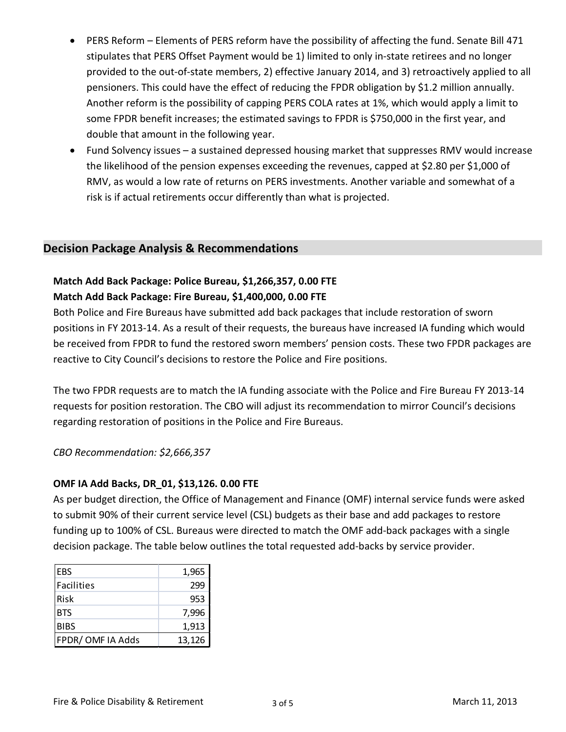- PERS Reform – Elements of PERS reform have the possibility of affecting the fund. Senate Bill 471 stipulates that PERS Offset Payment would be 1) limited to only in-state retirees and no longer provided to the out-of-state members, 2) effective January 2014, and 3) retroactively applied to all pensioners. This could have the effect of reducing the FPDR obligation by $1.2 million annually. Another reform is the possibility of capping PERS COLA rates at 1%, which would apply a limit to some FPDR benefit increases; the estimated savings to FPDR is $750,000 in the first year, and double that amount in the following year.
- Fund Solvency issues – a sustained depressed housing market that suppresses RMV would increase the likelihood of the pension expenses exceeding the revenues, capped at $2.80 per $1,000 of RMV, as would a low rate of returns on PERS investments. Another variable and somewhat of a risk is if actual retirements occur differently than what is projected.

## Decision Package Analysis & Recommendations

**Match Add Back Package: Police Bureau, $1,266,357, 0.00 FTE**
**Match Add Back Package: Fire Bureau, $1,400,000, 0.00 FTE**

Both Police and Fire Bureaus have submitted add back packages that include restoration of sworn positions in FY 2013-14. As a result of their requests, the bureaus have increased IA funding which would be received from FPDR to fund the restored sworn members' pension costs. These two FPDR packages are reactive to City Council's decisions to restore the Police and Fire positions.

The two FPDR requests are to match the IA funding associate with the Police and Fire Bureau FY 2013-14 requests for position restoration. The CBO will adjust its recommendation to mirror Council's decisions regarding restoration of positions in the Police and Fire Bureaus.

*CBO Recommendation: $2,666,357*

**OMF IA Add Backs, DR_01, $13,126. 0.00 FTE**

As per budget direction, the Office of Management and Finance (OMF) internal service funds were asked to submit 90% of their current service level (CSL) budgets as their base and add packages to restore funding up to 100% of CSL. Bureaus were directed to match the OMF add-back packages with a single decision package. The table below outlines the total requested add-backs by service provider.

| | |
|---|---:|
| EBS | 1,965 |
| Facilities | 299 |
| Risk | 953 |
| BTS | 7,996 |
| BIBS | 1,913 |
| FPDR/ OMF IA Adds | 13,126 |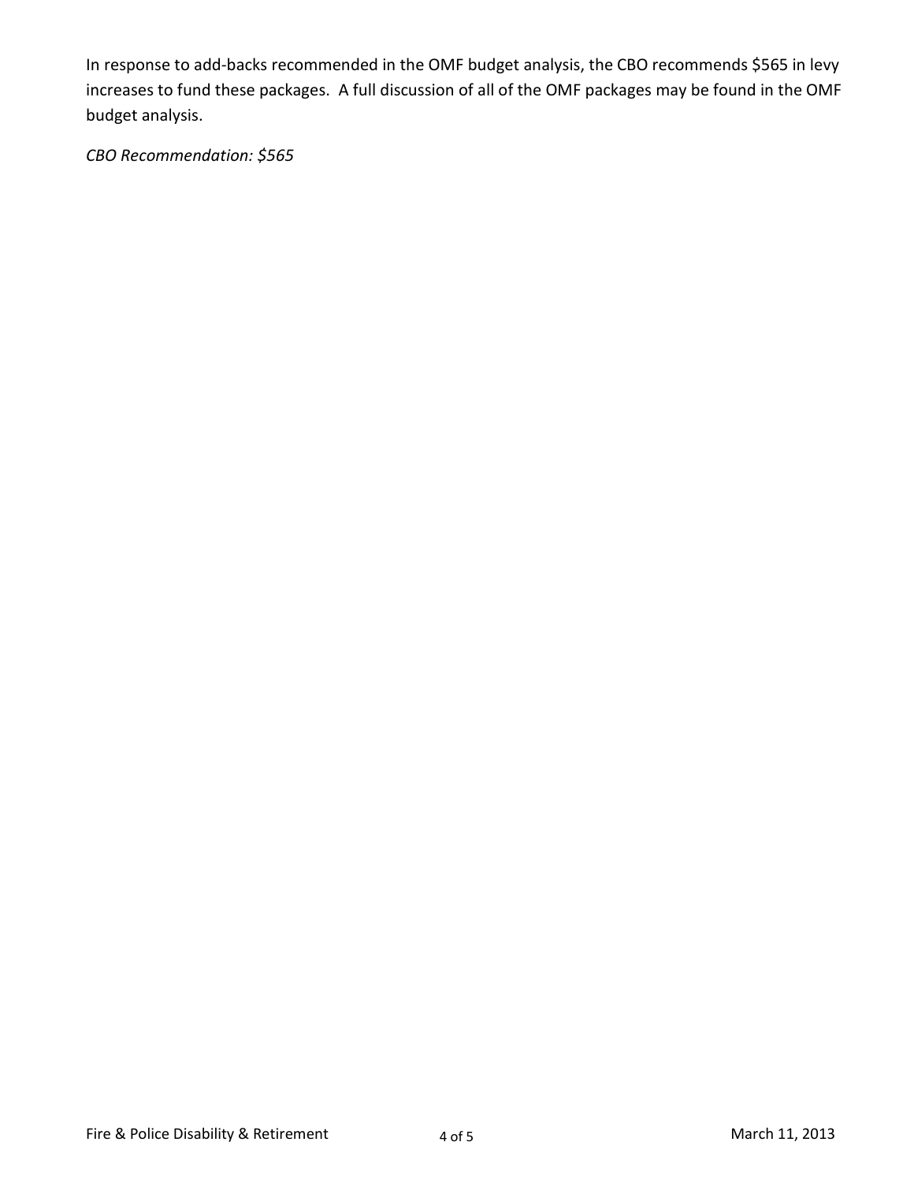In response to add-backs recommended in the OMF budget analysis, the CBO recommends $565 in levy increases to fund these packages. A full discussion of all of the OMF packages may be found in the OMF budget analysis.

*CBO Recommendation: $565*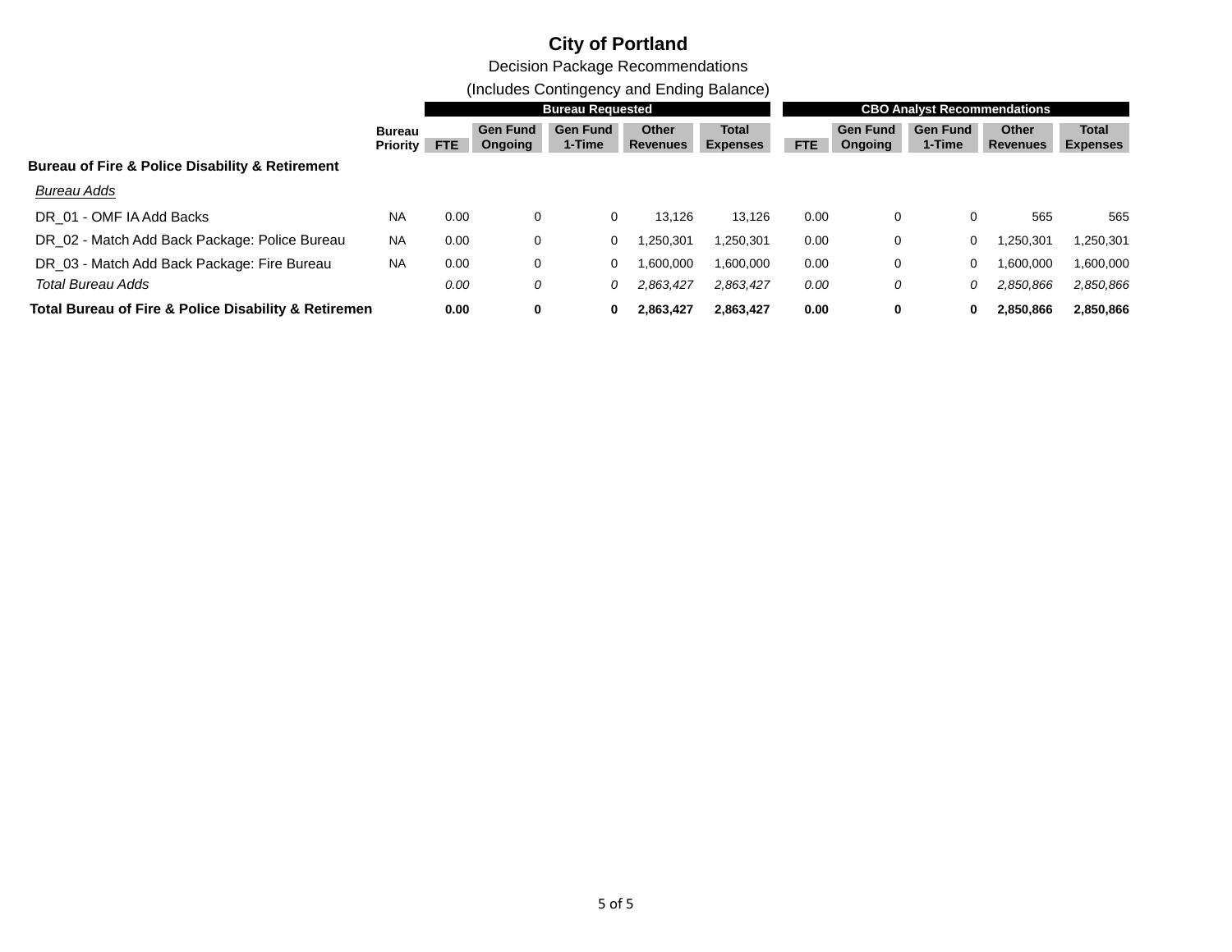# City of Portland

Decision Package Recommendations

(Includes Contingency and Ending Balance)

| | Bureau Priority | Bureau Requested | | | | | CBO Analyst Recommendations | | | | |
|---|---|---|---|---|---|---|---|---|---|---|---|
| | | FTE | Gen Fund Ongoing | Gen Fund 1-Time | Other Revenues | Total Expenses | FTE | Gen Fund Ongoing | Gen Fund 1-Time | Other Revenues | Total Expenses |
| **Bureau of Fire & Police Disability & Retirement** | | | | | | | | | | | |
| *Bureau Adds* | | | | | | | | | | | |
| DR_01 - OMF IA Add Backs | NA | 0.00 | 0 | 0 | 13,126 | 13,126 | 0.00 | 0 | 0 | 565 | 565 |
| DR_02 - Match Add Back Package: Police Bureau | NA | 0.00 | 0 | 0 | 1,250,301 | 1,250,301 | 0.00 | 0 | 0 | 1,250,301 | 1,250,301 |
| DR_03 - Match Add Back Package: Fire Bureau | NA | 0.00 | 0 | 0 | 1,600,000 | 1,600,000 | 0.00 | 0 | 0 | 1,600,000 | 1,600,000 |
| *Total Bureau Adds* | | *0.00* | *0* | *0* | *2,863,427* | *2,863,427* | *0.00* | *0* | *0* | *2,850,866* | *2,850,866* |
| **Total Bureau of Fire & Police Disability & Retiremen** | | **0.00** | **0** | **0** | **2,863,427** | **2,863,427** | **0.00** | **0** | **0** | **2,850,866** | **2,850,866** |